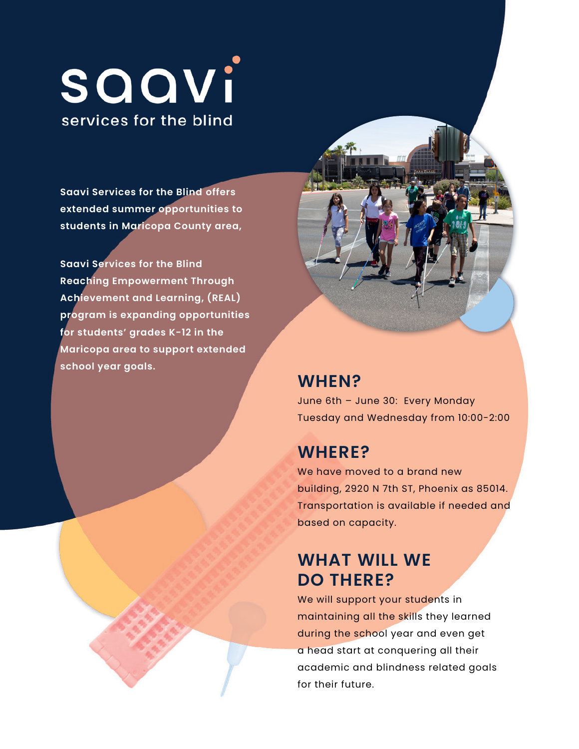# saavi

services for the blind

**Saavi Services for the Blind offers extended summer opportunities to students in Maricopa County area,**

**Saavi Services for the Blind Reaching Empowerment Through Achievement and Learning, (REAL) program is expanding opportunities for students' grades K-12 in the Maricopa area to support extended school year goals.**

## WHEN?

June 6th – June 30: Every Monday Tuesday and Wednesday from 10:00-2:00

## WHERE?

We have moved to a brand new building, 2920 N 7th ST, Phoenix as 85014. Transportation is available if needed and based on capacity.

## WHAT WILL WE DO THERE?

We will support your students in maintaining all the skills they learned during the school year and even get a head start at conquering all their academic and blindness related goals for their future.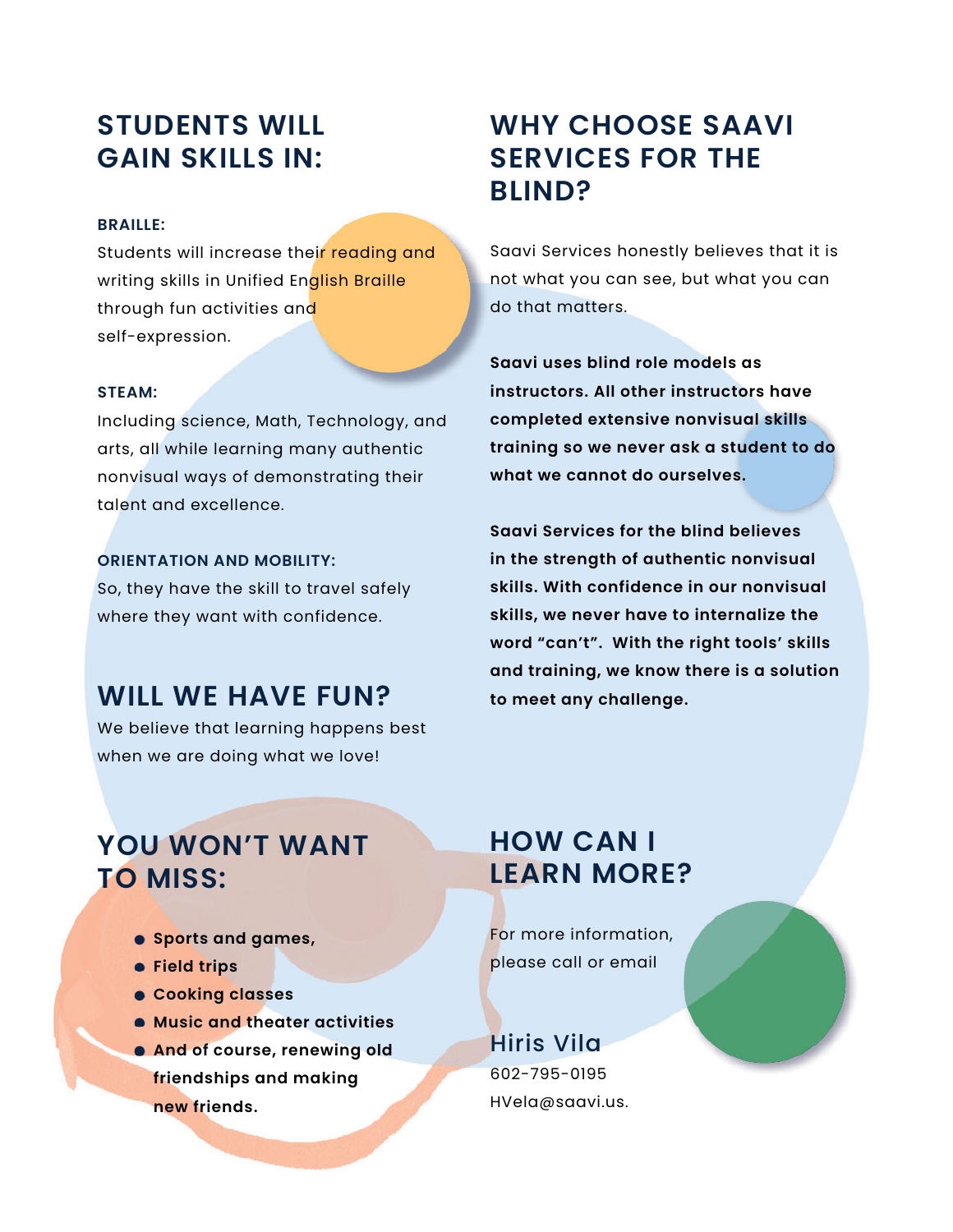## STUDENTS WILL GAIN SKILLS IN:

**BRAILLE:**

Students will increase their reading and writing skills in Unified English Braille through fun activities and self-expression.

**STEAM:**

Including science, Math, Technology, and arts, all while learning many authentic nonvisual ways of demonstrating their talent and excellence.

**ORIENTATION AND MOBILITY:**

So, they have the skill to travel safely where they want with confidence.

## WILL WE HAVE FUN?

We believe that learning happens best when we are doing what we love!

## YOU WON'T WANT TO MISS:

- **Sports and games,**
- **Field trips**
- **Cooking classes**
- **Music and theater activities**
- **And of course, renewing old friendships and making new friends.**

## WHY CHOOSE SAAVI SERVICES FOR THE BLIND?

Saavi Services honestly believes that it is not what you can see, but what you can do that matters.

**Saavi uses blind role models as instructors. All other instructors have completed extensive nonvisual skills training so we never ask a student to do what we cannot do ourselves.**

**Saavi Services for the blind believes in the strength of authentic nonvisual skills. With confidence in our nonvisual skills, we never have to internalize the word "can't". With the right tools' skills and training, we know there is a solution to meet any challenge.**

## HOW CAN I LEARN MORE?

For more information, please call or email

Hiris Vila

602-795-0195

HVela@saavi.us.